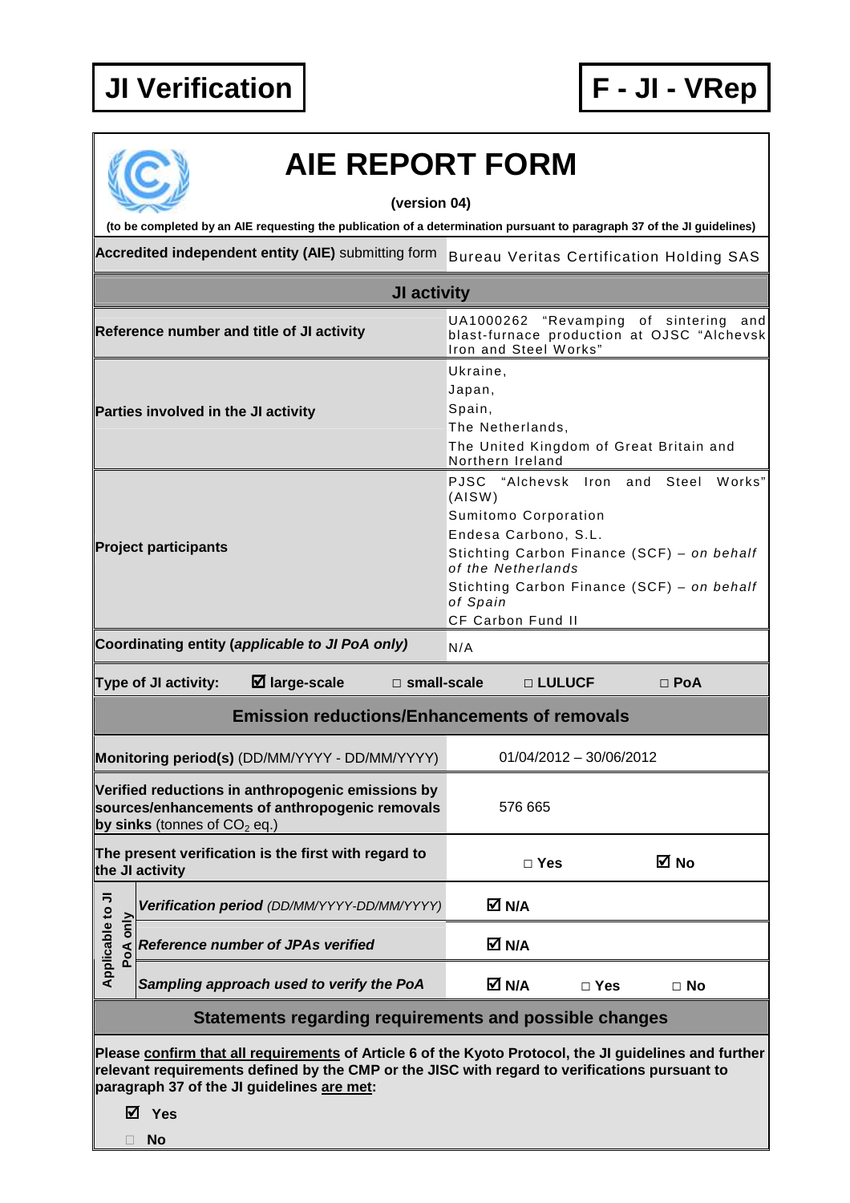# JI Verification

# F - JI - VRep

## AIE REPORT FORM

**(version 04)**

**(to be completed by an AIE requesting the publication of a determination pursuant to paragraph 37 of the JI guidelines)**

| | |
|---|---|
| **Accredited independent entity (AIE)** submitting form | Bureau Veritas Certification Holding SAS |
| **JI activity** | |
| **Reference number and title of JI activity** | UA1000262 "Revamping of sintering and blast-furnace production at OJSC "Alchevsk Iron and Steel Works" |
| **Parties involved in the JI activity** | Ukraine,<br>Japan,<br>Spain,<br>The Netherlands,<br>The United Kingdom of Great Britain and Northern Ireland |
| **Project participants** | PJSC "Alchevsk Iron and Steel Works" (AISW)<br>Sumitomo Corporation<br>Endesa Carbono, S.L.<br>Stichting Carbon Finance (SCF) – *on behalf of the Netherlands*<br>Stichting Carbon Finance (SCF) – *on behalf of Spain*<br>CF Carbon Fund II |
| **Coordinating entity (*applicable to JI PoA only*)** | N/A |

**Type of JI activity:** ☑ **large-scale** □ **small-scale** □ **LULUCF** □ **PoA**

| **Emission reductions/Enhancements of removals** | | | |
|---|---|---|---|
| **Monitoring period(s)** (DD/MM/YYYY - DD/MM/YYYY) | 01/04/2012 – 30/06/2012 | | |
| **Verified reductions in anthropogenic emissions by sources/enhancements of anthropogenic removals by sinks** (tonnes of $CO_2$ eq.) | 576 665 | | |
| **The present verification is the first with regard to the JI activity** | □ **Yes** | ☑ **No** | |
| *Applicable to JI PoA only:* ***Verification period*** *(DD/MM/YYYY-DD/MM/YYYY)* | ☑ **N/A** | | |
| *Applicable to JI PoA only:* ***Reference number of JPAs verified*** | ☑ **N/A** | | |
| *Applicable to JI PoA only:* ***Sampling approach used to verify the PoA*** | ☑ **N/A** | □ **Yes** | □ **No** |

### Statements regarding requirements and possible changes

**Please confirm that all requirements of Article 6 of the Kyoto Protocol, the JI guidelines and further relevant requirements defined by the CMP or the JISC with regard to verifications pursuant to paragraph 37 of the JI guidelines are met:**

☑ **Yes**

□ **No**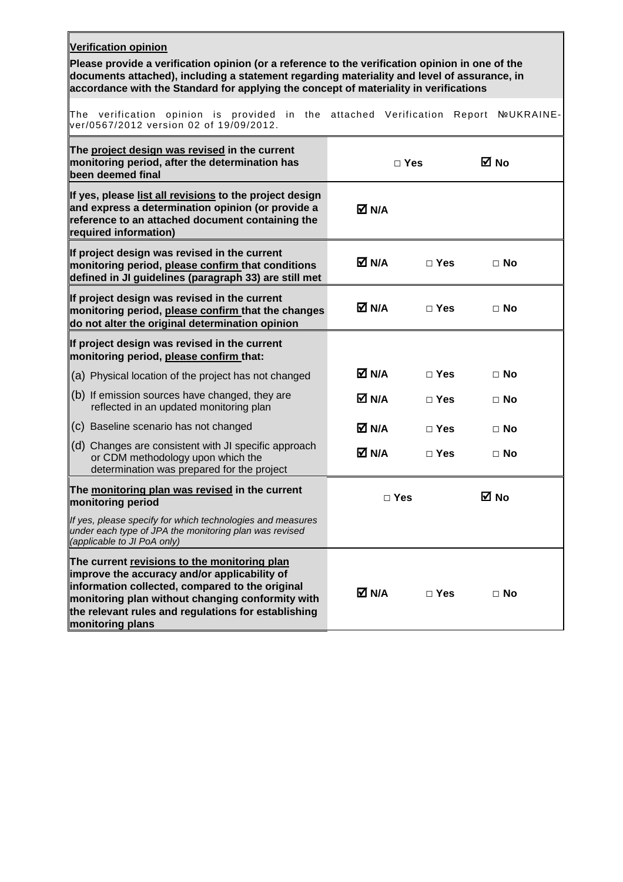| **Verification opinion** | | | |
|---|---|---|---|
| **Please provide a verification opinion (or a reference to the verification opinion in one of the documents attached), including a statement regarding materiality and level of assurance, in accordance with the Standard for applying the concept of materiality in verifications** | | | |
| The verification opinion is provided in the attached Verification Report №UKRAINE-ver/0567/2012 version 02 of 19/09/2012. | | | |
| **The project design was revised in the current monitoring period, after the determination has been deemed final** | | □ **Yes** | ☑ **No** |
| **If yes, please list all revisions to the project design and express a determination opinion (or provide a reference to an attached document containing the required information)** | ☑ **N/A** | | |
| **If project design was revised in the current monitoring period, please confirm that conditions defined in JI guidelines (paragraph 33) are still met** | ☑ **N/A** | □ **Yes** | □ **No** |
| **If project design was revised in the current monitoring period, please confirm that the changes do not alter the original determination opinion** | ☑ **N/A** | □ **Yes** | □ **No** |
| **If project design was revised in the current monitoring period, please confirm that:** | | | |
| (a) Physical location of the project has not changed | ☑ **N/A** | □ **Yes** | □ **No** |
| (b) If emission sources have changed, they are reflected in an updated monitoring plan | ☑ **N/A** | □ **Yes** | □ **No** |
| (c) Baseline scenario has not changed | ☑ **N/A** | □ **Yes** | □ **No** |
| (d) Changes are consistent with JI specific approach or CDM methodology upon which the determination was prepared for the project | ☑ **N/A** | □ **Yes** | □ **No** |
| **The monitoring plan was revised in the current monitoring period** | | □ **Yes** | ☑ **No** |
| *If yes, please specify for which technologies and measures under each type of JPA the monitoring plan was revised (applicable to JI PoA only)* | | | |
| **The current revisions to the monitoring plan improve the accuracy and/or applicability of information collected, compared to the original monitoring plan without changing conformity with the relevant rules and regulations for establishing monitoring plans** | ☑ **N/A** | □ **Yes** | □ **No** |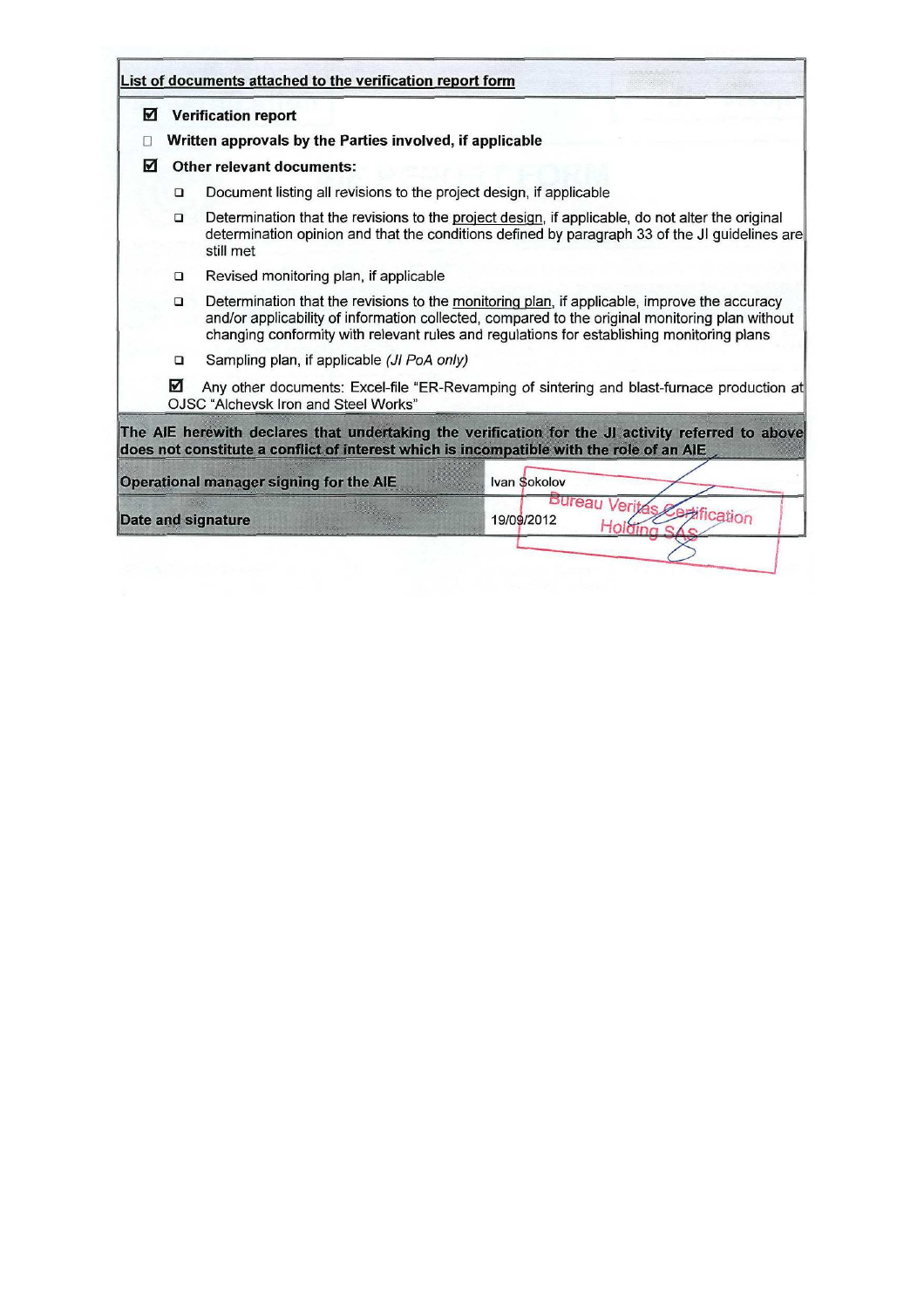**List of documents attached to the verification report form**

- ☑ **Verification report**
- ☐ **Written approvals by the Parties involved, if applicable**
- ☑ **Other relevant documents:**
  - ☐ Document listing all revisions to the project design, if applicable
  - ☐ Determination that the revisions to the project design, if applicable, do not alter the original determination opinion and that the conditions defined by paragraph 33 of the JI guidelines are still met
  - ☐ Revised monitoring plan, if applicable
  - ☐ Determination that the revisions to the monitoring plan, if applicable, improve the accuracy and/or applicability of information collected, compared to the original monitoring plan without changing conformity with relevant rules and regulations for establishing monitoring plans
  - ☐ Sampling plan, if applicable *(JI PoA only)*
  - ☑ Any other documents: Excel-file "ER-Revamping of sintering and blast-furnace production at OJSC "Alchevsk Iron and Steel Works"

**The AIE herewith declares that undertaking the verification for the JI activity referred to above does not constitute a conflict of interest which is incompatible with the role of an AIE**

| | |
|---|---|
| **Operational manager signing for the AIE** | Ivan Sokolov |
| **Date and signature** | 19/09/2012 |

Bureau Veritas Certification Holding SAS